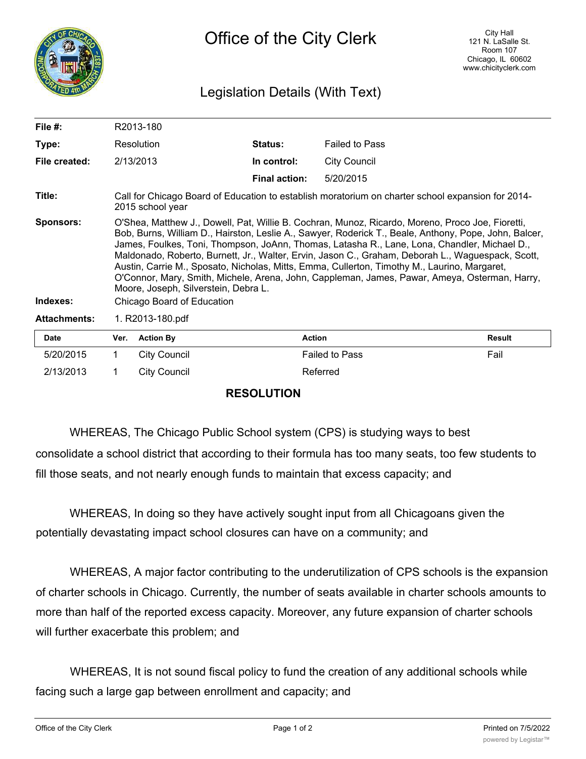# Office of the City Clerk

City Hall
121 N. LaSalle St.
Room 107
Chicago, IL 60602
www.chicityclerk.com

## Legislation Details (With Text)

| | | | |
|---|---|---|---|
| **File #:** | R2013-180 | | |
| **Type:** | Resolution | **Status:** | Failed to Pass |
| **File created:** | 2/13/2013 | **In control:** | City Council |
| | | **Final action:** | 5/20/2015 |

**Title:** Call for Chicago Board of Education to establish moratorium on charter school expansion for 2014-2015 school year

**Sponsors:** O'Shea, Matthew J., Dowell, Pat, Willie B. Cochran, Munoz, Ricardo, Moreno, Proco Joe, Fioretti, Bob, Burns, William D., Hairston, Leslie A., Sawyer, Roderick T., Beale, Anthony, Pope, John, Balcer, James, Foulkes, Toni, Thompson, JoAnn, Thomas, Latasha R., Lane, Lona, Chandler, Michael D., Maldonado, Roberto, Burnett, Jr., Walter, Ervin, Jason C., Graham, Deborah L., Waguespack, Scott, Austin, Carrie M., Sposato, Nicholas, Mitts, Emma, Cullerton, Timothy M., Laurino, Margaret, O'Connor, Mary, Smith, Michele, Arena, John, Cappleman, James, Pawar, Ameya, Osterman, Harry, Moore, Joseph, Silverstein, Debra L.

**Indexes:** Chicago Board of Education

**Attachments:** 1. R2013-180.pdf

| Date | Ver. | Action By | Action | Result |
|---|---|---|---|---|
| 5/20/2015 | 1 | City Council | Failed to Pass | Fail |
| 2/13/2013 | 1 | City Council | Referred | |

**RESOLUTION**

WHEREAS, The Chicago Public School system (CPS) is studying ways to best consolidate a school district that according to their formula has too many seats, too few students to fill those seats, and not nearly enough funds to maintain that excess capacity; and

WHEREAS, In doing so they have actively sought input from all Chicagoans given the potentially devastating impact school closures can have on a community; and

WHEREAS, A major factor contributing to the underutilization of CPS schools is the expansion of charter schools in Chicago. Currently, the number of seats available in charter schools amounts to more than half of the reported excess capacity. Moreover, any future expansion of charter schools will further exacerbate this problem; and

WHEREAS, It is not sound fiscal policy to fund the creation of any additional schools while facing such a large gap between enrollment and capacity; and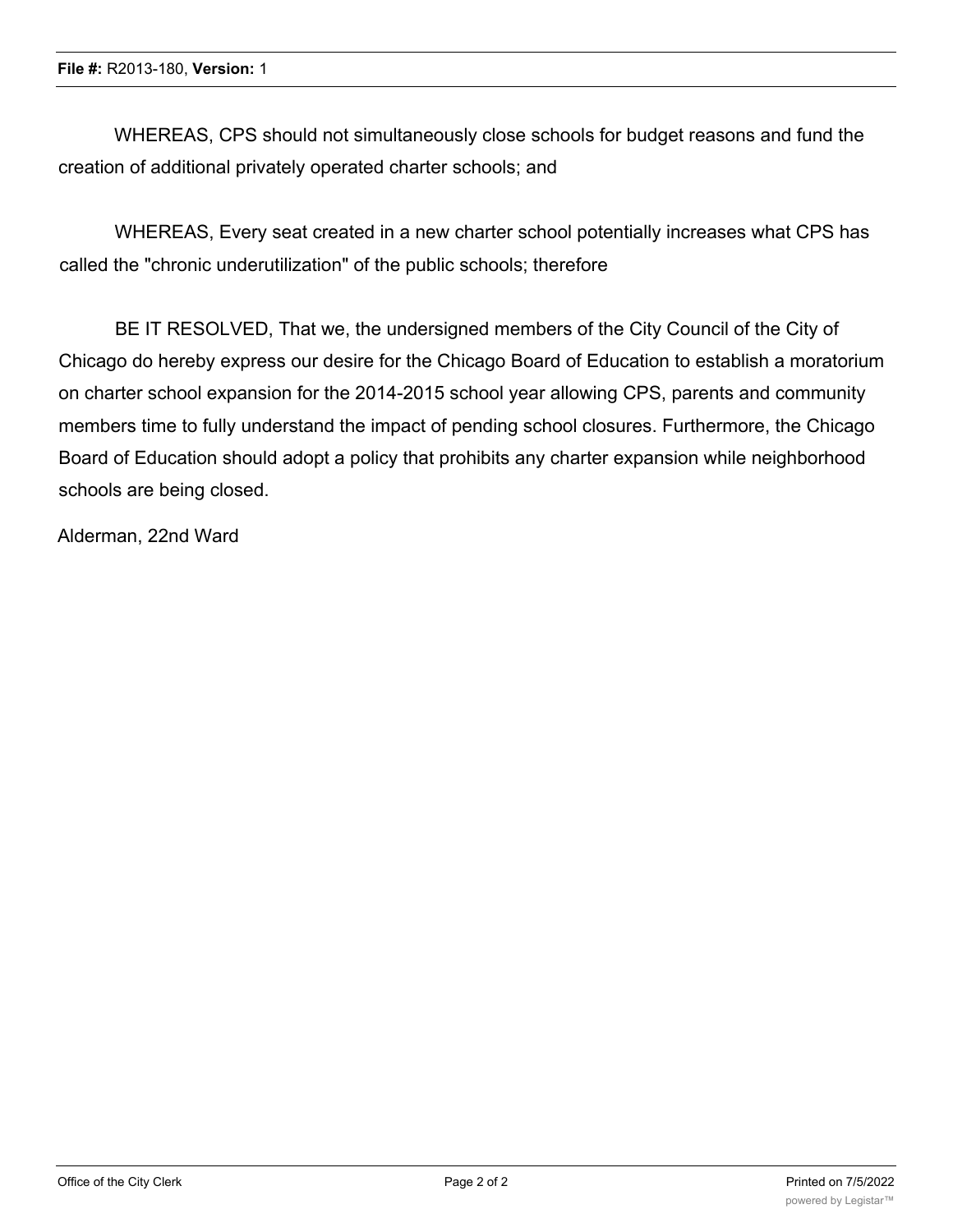WHEREAS, CPS should not simultaneously close schools for budget reasons and fund the creation of additional privately operated charter schools; and

WHEREAS, Every seat created in a new charter school potentially increases what CPS has called the "chronic underutilization" of the public schools; therefore

BE IT RESOLVED, That we, the undersigned members of the City Council of the City of Chicago do hereby express our desire for the Chicago Board of Education to establish a moratorium on charter school expansion for the 2014-2015 school year allowing CPS, parents and community members time to fully understand the impact of pending school closures. Furthermore, the Chicago Board of Education should adopt a policy that prohibits any charter expansion while neighborhood schools are being closed.

Alderman, 22nd Ward